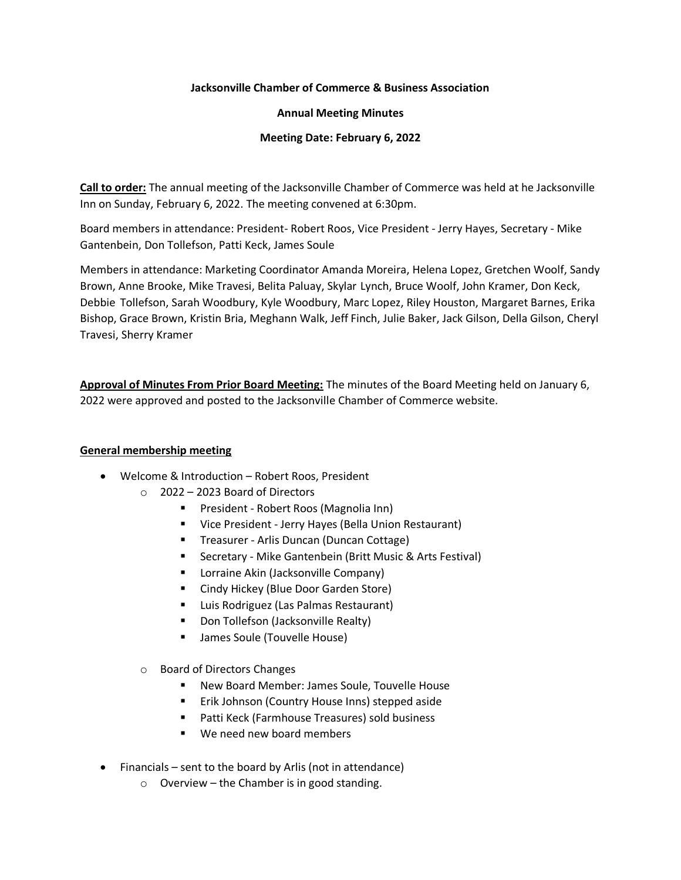**Jacksonville Chamber of Commerce & Business Association**

**Annual Meeting Minutes**

**Meeting Date: February 6, 2022**

**Call to order:** The annual meeting of the Jacksonville Chamber of Commerce was held at he Jacksonville Inn on Sunday, February 6, 2022. The meeting convened at 6:30pm.

Board members in attendance: President- Robert Roos, Vice President - Jerry Hayes, Secretary - Mike Gantenbein, Don Tollefson, Patti Keck, James Soule

Members in attendance: Marketing Coordinator Amanda Moreira, Helena Lopez, Gretchen Woolf, Sandy Brown, Anne Brooke, Mike Travesi, Belita Paluay, Skylar Lynch, Bruce Woolf, John Kramer, Don Keck, Debbie Tollefson, Sarah Woodbury, Kyle Woodbury, Marc Lopez, Riley Houston, Margaret Barnes, Erika Bishop, Grace Brown, Kristin Bria, Meghann Walk, Jeff Finch, Julie Baker, Jack Gilson, Della Gilson, Cheryl Travesi, Sherry Kramer

**Approval of Minutes From Prior Board Meeting:** The minutes of the Board Meeting held on January 6, 2022 were approved and posted to the Jacksonville Chamber of Commerce website.

**General membership meeting**

- Welcome & Introduction – Robert Roos, President
  - 2022 – 2023 Board of Directors
    - President - Robert Roos (Magnolia Inn)
    - Vice President - Jerry Hayes (Bella Union Restaurant)
    - Treasurer - Arlis Duncan (Duncan Cottage)
    - Secretary - Mike Gantenbein (Britt Music & Arts Festival)
    - Lorraine Akin (Jacksonville Company)
    - Cindy Hickey (Blue Door Garden Store)
    - Luis Rodriguez (Las Palmas Restaurant)
    - Don Tollefson (Jacksonville Realty)
    - James Soule (Touvelle House)
  - Board of Directors Changes
    - New Board Member: James Soule, Touvelle House
    - Erik Johnson (Country House Inns) stepped aside
    - Patti Keck (Farmhouse Treasures) sold business
    - We need new board members
- Financials – sent to the board by Arlis (not in attendance)
  - Overview – the Chamber is in good standing.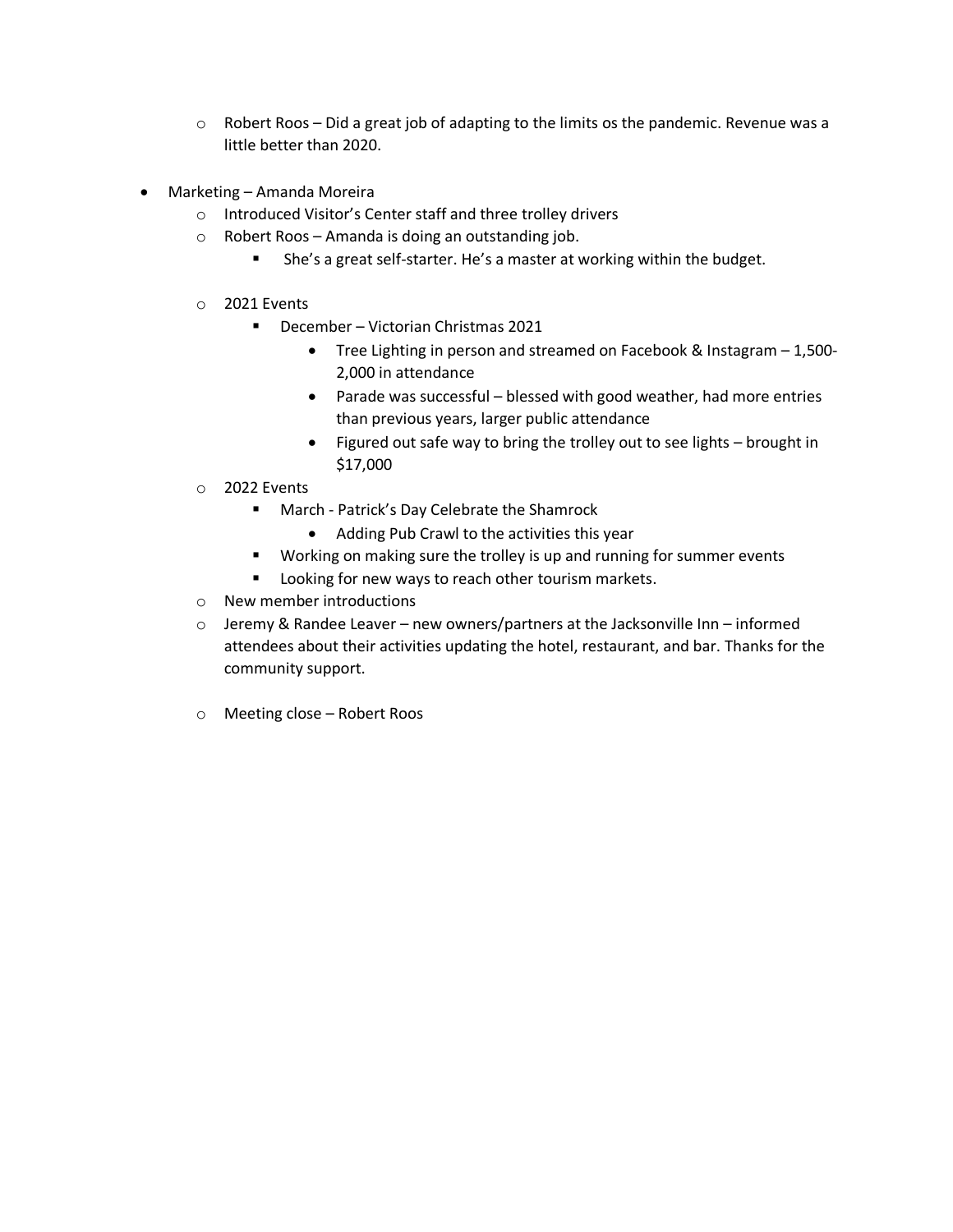- Robert Roos – Did a great job of adapting to the limits os the pandemic. Revenue was a little better than 2020.

- Marketing – Amanda Moreira
  - Introduced Visitor's Center staff and three trolley drivers
  - Robert Roos – Amanda is doing an outstanding job.
    - She's a great self-starter. He's a master at working within the budget.
  - 2021 Events
    - December – Victorian Christmas 2021
      - Tree Lighting in person and streamed on Facebook & Instagram – 1,500-2,000 in attendance
      - Parade was successful – blessed with good weather, had more entries than previous years, larger public attendance
      - Figured out safe way to bring the trolley out to see lights – brought in $17,000
  - 2022 Events
    - March - Patrick's Day Celebrate the Shamrock
      - Adding Pub Crawl to the activities this year
    - Working on making sure the trolley is up and running for summer events
    - Looking for new ways to reach other tourism markets.
  - New member introductions
  - Jeremy & Randee Leaver – new owners/partners at the Jacksonville Inn – informed attendees about their activities updating the hotel, restaurant, and bar. Thanks for the community support.
  - Meeting close – Robert Roos